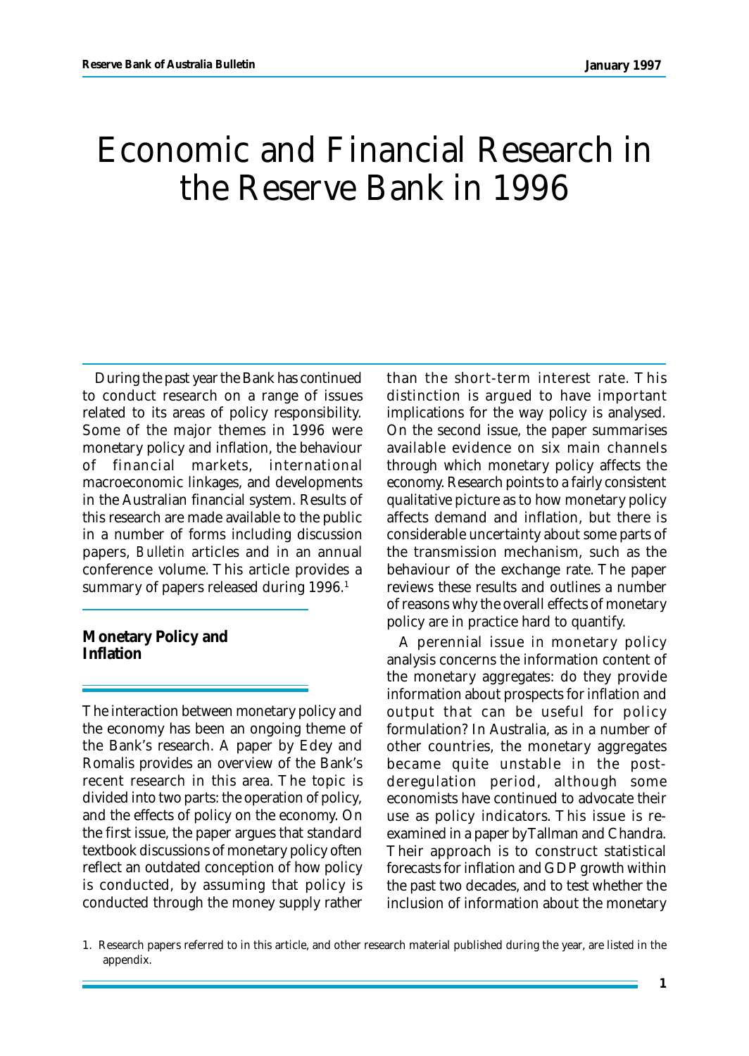# Economic and Financial Research in the Reserve Bank in 1996

During the past year the Bank has continued to conduct research on a range of issues related to its areas of policy responsibility. Some of the major themes in 1996 were monetary policy and inflation, the behaviour of financial markets, international macroeconomic linkages, and developments in the Australian financial system. Results of this research are made available to the public in a number of forms including discussion papers, *Bulletin* articles and in an annual conference volume. This article provides a summary of papers released during 1996.[1]

## Monetary Policy and Inflation

The interaction between monetary policy and the economy has been an ongoing theme of the Bank's research. A paper by Edey and Romalis provides an overview of the Bank's recent research in this area. The topic is divided into two parts: the operation of policy, and the effects of policy on the economy. On the first issue, the paper argues that standard textbook discussions of monetary policy often reflect an outdated conception of how policy is conducted, by assuming that policy is conducted through the money supply rather than the short-term interest rate. This distinction is argued to have important implications for the way policy is analysed. On the second issue, the paper summarises available evidence on six main channels through which monetary policy affects the economy. Research points to a fairly consistent qualitative picture as to how monetary policy affects demand and inflation, but there is considerable uncertainty about some parts of the transmission mechanism, such as the behaviour of the exchange rate. The paper reviews these results and outlines a number of reasons why the overall effects of monetary policy are in practice hard to quantify.

A perennial issue in monetary policy analysis concerns the information content of the monetary aggregates: do they provide information about prospects for inflation and output that can be useful for policy formulation? In Australia, as in a number of other countries, the monetary aggregates became quite unstable in the post-deregulation period, although some economists have continued to advocate their use as policy indicators. This issue is re-examined in a paper by Tallman and Chandra. Their approach is to construct statistical forecasts for inflation and GDP growth within the past two decades, and to test whether the inclusion of information about the monetary

1. Research papers referred to in this article, and other research material published during the year, are listed in the appendix.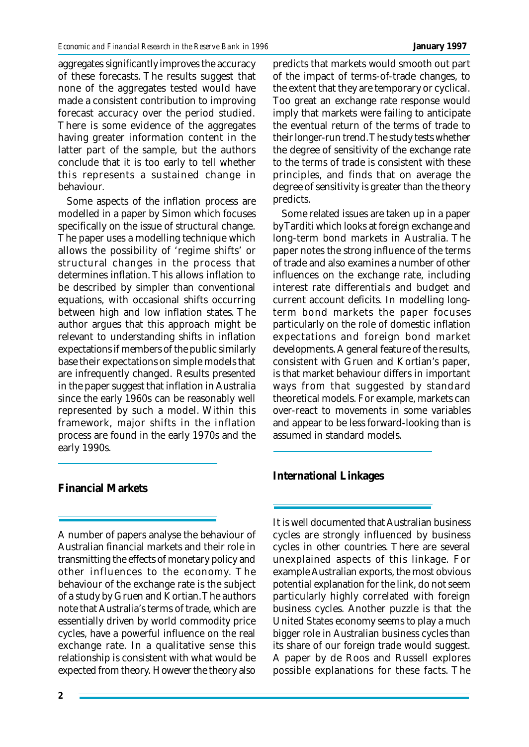aggregates significantly improves the accuracy of these forecasts. The results suggest that none of the aggregates tested would have made a consistent contribution to improving forecast accuracy over the period studied. There is some evidence of the aggregates having greater information content in the latter part of the sample, but the authors conclude that it is too early to tell whether this represents a sustained change in behaviour.

Some aspects of the inflation process are modelled in a paper by Simon which focuses specifically on the issue of structural change. The paper uses a modelling technique which allows the possibility of 'regime shifts' or structural changes in the process that determines inflation. This allows inflation to be described by simpler than conventional equations, with occasional shifts occurring between high and low inflation states. The author argues that this approach might be relevant to understanding shifts in inflation expectations if members of the public similarly base their expectations on simple models that are infrequently changed. Results presented in the paper suggest that inflation in Australia since the early 1960s can be reasonably well represented by such a model. Within this framework, major shifts in the inflation process are found in the early 1970s and the early 1990s.

## Financial Markets

A number of papers analyse the behaviour of Australian financial markets and their role in transmitting the effects of monetary policy and other influences to the economy. The behaviour of the exchange rate is the subject of a study by Gruen and Kortian. The authors note that Australia's terms of trade, which are essentially driven by world commodity price cycles, have a powerful influence on the real exchange rate. In a qualitative sense this relationship is consistent with what would be expected from theory. However the theory also predicts that markets would smooth out part of the impact of terms-of-trade changes, to the extent that they are temporary or cyclical. Too great an exchange rate response would imply that markets were failing to anticipate the eventual return of the terms of trade to their longer-run trend. The study tests whether the degree of sensitivity of the exchange rate to the terms of trade is consistent with these principles, and finds that on average the degree of sensitivity is greater than the theory predicts.

Some related issues are taken up in a paper by Tarditi which looks at foreign exchange and long-term bond markets in Australia. The paper notes the strong influence of the terms of trade and also examines a number of other influences on the exchange rate, including interest rate differentials and budget and current account deficits. In modelling long-term bond markets the paper focuses particularly on the role of domestic inflation expectations and foreign bond market developments. A general feature of the results, consistent with Gruen and Kortian's paper, is that market behaviour differs in important ways from that suggested by standard theoretical models. For example, markets can over-react to movements in some variables and appear to be less forward-looking than is assumed in standard models.

## International Linkages

It is well documented that Australian business cycles are strongly influenced by business cycles in other countries. There are several unexplained aspects of this linkage. For example Australian exports, the most obvious potential explanation for the link, do not seem particularly highly correlated with foreign business cycles. Another puzzle is that the United States economy seems to play a much bigger role in Australian business cycles than its share of our foreign trade would suggest. A paper by de Roos and Russell explores possible explanations for these facts. The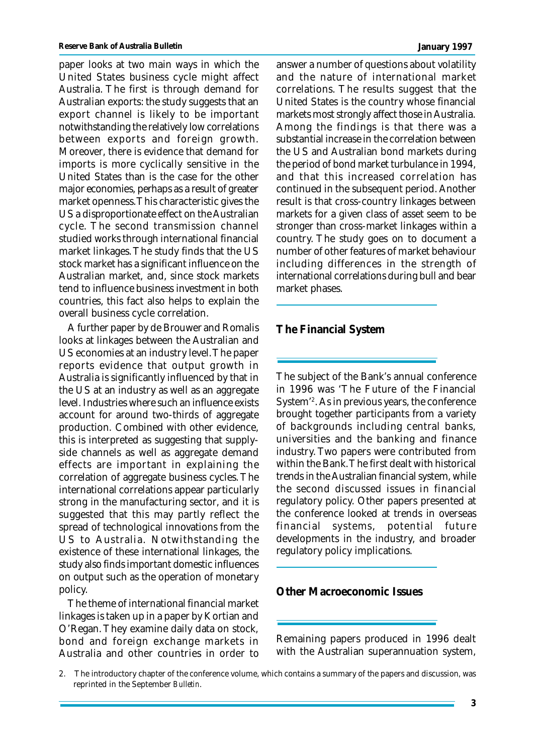paper looks at two main ways in which the United States business cycle might affect Australia. The first is through demand for Australian exports: the study suggests that an export channel is likely to be important notwithstanding the relatively low correlations between exports and foreign growth. Moreover, there is evidence that demand for imports is more cyclically sensitive in the United States than is the case for the other major economies, perhaps as a result of greater market openness. This characteristic gives the US a disproportionate effect on the Australian cycle. The second transmission channel studied works through international financial market linkages. The study finds that the US stock market has a significant influence on the Australian market, and, since stock markets tend to influence business investment in both countries, this fact also helps to explain the overall business cycle correlation.

A further paper by de Brouwer and Romalis looks at linkages between the Australian and US economies at an industry level. The paper reports evidence that output growth in Australia is significantly influenced by that in the US at an industry as well as an aggregate level. Industries where such an influence exists account for around two-thirds of aggregate production. Combined with other evidence, this is interpreted as suggesting that supply-side channels as well as aggregate demand effects are important in explaining the correlation of aggregate business cycles. The international correlations appear particularly strong in the manufacturing sector, and it is suggested that this may partly reflect the spread of technological innovations from the US to Australia. Notwithstanding the existence of these international linkages, the study also finds important domestic influences on output such as the operation of monetary policy.

The theme of international financial market linkages is taken up in a paper by Kortian and O'Regan. They examine daily data on stock, bond and foreign exchange markets in Australia and other countries in order to answer a number of questions about volatility and the nature of international market correlations. The results suggest that the United States is the country whose financial markets most strongly affect those in Australia. Among the findings is that there was a substantial increase in the correlation between the US and Australian bond markets during the period of bond market turbulance in 1994, and that this increased correlation has continued in the subsequent period. Another result is that cross-country linkages between markets for a given class of asset seem to be stronger than cross-market linkages within a country. The study goes on to document a number of other features of market behaviour including differences in the strength of international correlations during bull and bear market phases.

## The Financial System

The subject of the Bank's annual conference in 1996 was 'The Future of the Financial System'[2]. As in previous years, the conference brought together participants from a variety of backgrounds including central banks, universities and the banking and finance industry. Two papers were contributed from within the Bank. The first dealt with historical trends in the Australian financial system, while the second discussed issues in financial regulatory policy. Other papers presented at the conference looked at trends in overseas financial systems, potential future developments in the industry, and broader regulatory policy implications.

## Other Macroeconomic Issues

Remaining papers produced in 1996 dealt with the Australian superannuation system,

2. The introductory chapter of the conference volume, which contains a summary of the papers and discussion, was reprinted in the September *Bulletin*.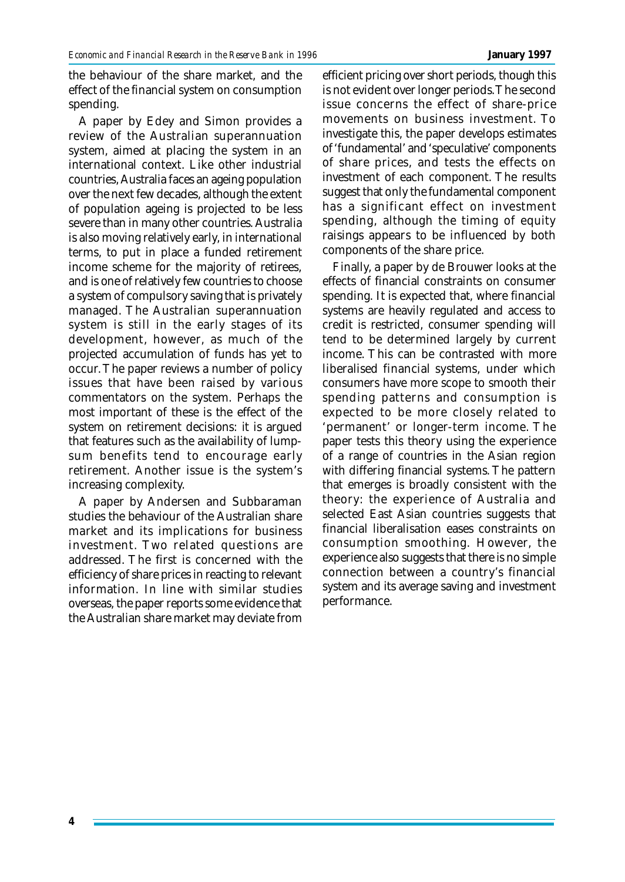the behaviour of the share market, and the effect of the financial system on consumption spending.

A paper by Edey and Simon provides a review of the Australian superannuation system, aimed at placing the system in an international context. Like other industrial countries, Australia faces an ageing population over the next few decades, although the extent of population ageing is projected to be less severe than in many other countries. Australia is also moving relatively early, in international terms, to put in place a funded retirement income scheme for the majority of retirees, and is one of relatively few countries to choose a system of compulsory saving that is privately managed. The Australian superannuation system is still in the early stages of its development, however, as much of the projected accumulation of funds has yet to occur. The paper reviews a number of policy issues that have been raised by various commentators on the system. Perhaps the most important of these is the effect of the system on retirement decisions: it is argued that features such as the availability of lump-sum benefits tend to encourage early retirement. Another issue is the system's increasing complexity.

A paper by Andersen and Subbaraman studies the behaviour of the Australian share market and its implications for business investment. Two related questions are addressed. The first is concerned with the efficiency of share prices in reacting to relevant information. In line with similar studies overseas, the paper reports some evidence that the Australian share market may deviate from efficient pricing over short periods, though this is not evident over longer periods. The second issue concerns the effect of share-price movements on business investment. To investigate this, the paper develops estimates of 'fundamental' and 'speculative' components of share prices, and tests the effects on investment of each component. The results suggest that only the fundamental component has a significant effect on investment spending, although the timing of equity raisings appears to be influenced by both components of the share price.

Finally, a paper by de Brouwer looks at the effects of financial constraints on consumer spending. It is expected that, where financial systems are heavily regulated and access to credit is restricted, consumer spending will tend to be determined largely by current income. This can be contrasted with more liberalised financial systems, under which consumers have more scope to smooth their spending patterns and consumption is expected to be more closely related to 'permanent' or longer-term income. The paper tests this theory using the experience of a range of countries in the Asian region with differing financial systems. The pattern that emerges is broadly consistent with the theory: the experience of Australia and selected East Asian countries suggests that financial liberalisation eases constraints on consumption smoothing. However, the experience also suggests that there is no simple connection between a country's financial system and its average saving and investment performance.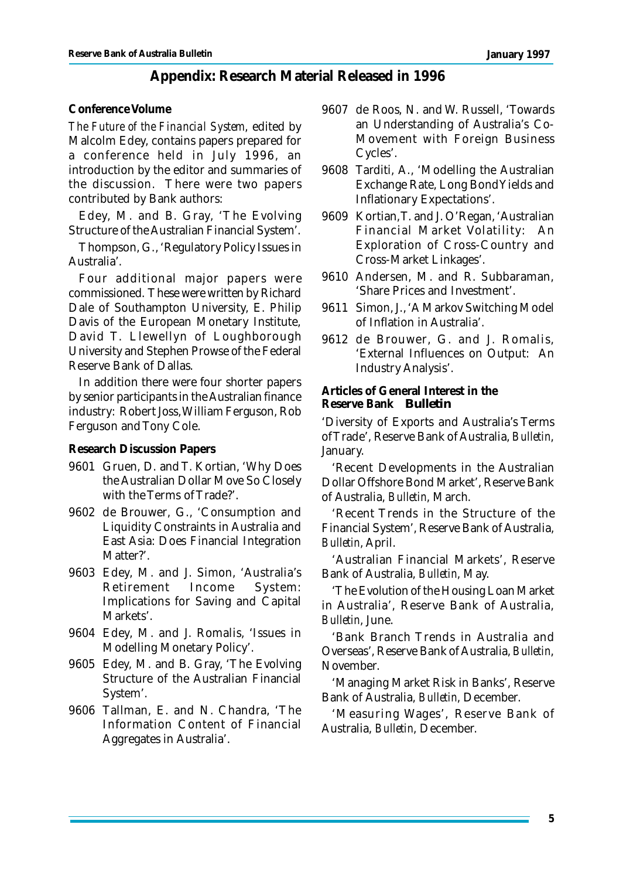## Appendix: Research Material Released in 1996

### Conference Volume

*The Future of the Financial System*, edited by Malcolm Edey, contains papers prepared for a conference held in July 1996, an introduction by the editor and summaries of the discussion. There were two papers contributed by Bank authors:

Edey, M. and B. Gray, 'The Evolving Structure of the Australian Financial System'.

Thompson, G., 'Regulatory Policy Issues in Australia'.

Four additional major papers were commissioned. These were written by Richard Dale of Southampton University, E. Philip Davis of the European Monetary Institute, David T. Llewellyn of Loughborough University and Stephen Prowse of the Federal Reserve Bank of Dallas.

In addition there were four shorter papers by senior participants in the Australian finance industry: Robert Joss, William Ferguson, Rob Ferguson and Tony Cole.

### Research Discussion Papers

- 9601 Gruen, D. and T. Kortian, 'Why Does the Australian Dollar Move So Closely with the Terms of Trade?'.
- 9602 de Brouwer, G., 'Consumption and Liquidity Constraints in Australia and East Asia: Does Financial Integration Matter?'.
- 9603 Edey, M. and J. Simon, 'Australia's Retirement Income System: Implications for Saving and Capital Markets'.
- 9604 Edey, M. and J. Romalis, 'Issues in Modelling Monetary Policy'.
- 9605 Edey, M. and B. Gray, 'The Evolving Structure of the Australian Financial System'.
- 9606 Tallman, E. and N. Chandra, 'The Information Content of Financial Aggregates in Australia'.
- 9607 de Roos, N. and W. Russell, 'Towards an Understanding of Australia's Co-Movement with Foreign Business Cycles'.
- 9608 Tarditi, A., 'Modelling the Australian Exchange Rate, Long Bond Yields and Inflationary Expectations'.
- 9609 Kortian, T. and J. O'Regan, 'Australian Financial Market Volatility: An Exploration of Cross-Country and Cross-Market Linkages'.
- 9610 Andersen, M. and R. Subbaraman, 'Share Prices and Investment'.
- 9611 Simon, J., 'A Markov Switching Model of Inflation in Australia'.
- 9612 de Brouwer, G. and J. Romalis, 'External Influences on Output: An Industry Analysis'.

### Articles of General Interest in the Reserve Bank *Bulletin*

'Diversity of Exports and Australia's Terms of Trade', Reserve Bank of Australia, *Bulletin*, January.

'Recent Developments in the Australian Dollar Offshore Bond Market', Reserve Bank of Australia, *Bulletin*, March.

'Recent Trends in the Structure of the Financial System', Reserve Bank of Australia, *Bulletin*, April.

'Australian Financial Markets', Reserve Bank of Australia, *Bulletin*, May.

'The Evolution of the Housing Loan Market in Australia', Reserve Bank of Australia, *Bulletin*, June.

'Bank Branch Trends in Australia and Overseas', Reserve Bank of Australia, *Bulletin*, November.

'Managing Market Risk in Banks', Reserve Bank of Australia, *Bulletin*, December.

'Measuring Wages', Reserve Bank of Australia, *Bulletin*, December.